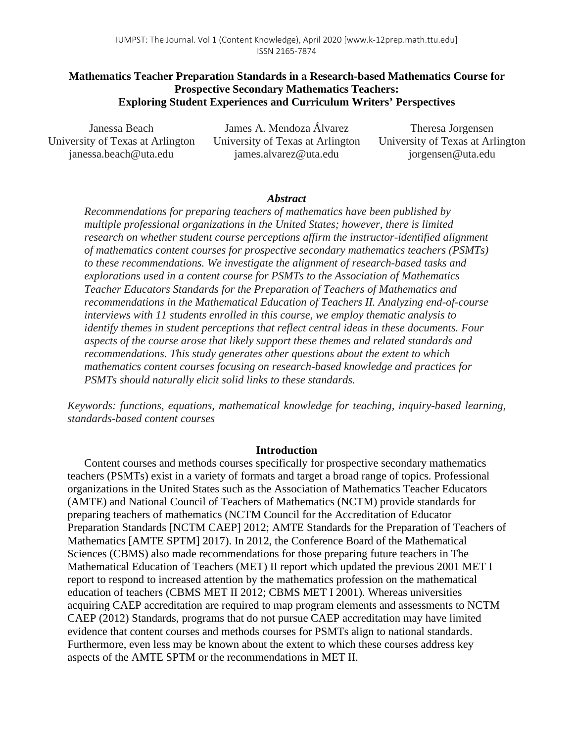# Mathematics Teacher Preparation Standards in a Research-based Mathematics Course for Prospective Secondary Mathematics Teachers: Exploring Student Experiences and Curriculum Writers' Perspectives

Janessa Beach
University of Texas at Arlington
janessa.beach@uta.edu

James A. Mendoza Álvarez
University of Texas at Arlington
james.alvarez@uta.edu

Theresa Jorgensen
University of Texas at Arlington
jorgensen@uta.edu

## *Abstract*

*Recommendations for preparing teachers of mathematics have been published by multiple professional organizations in the United States; however, there is limited research on whether student course perceptions affirm the instructor-identified alignment of mathematics content courses for prospective secondary mathematics teachers (PSMTs) to these recommendations. We investigate the alignment of research-based tasks and explorations used in a content course for PSMTs to the Association of Mathematics Teacher Educators Standards for the Preparation of Teachers of Mathematics and recommendations in the Mathematical Education of Teachers II. Analyzing end-of-course interviews with 11 students enrolled in this course, we employ thematic analysis to identify themes in student perceptions that reflect central ideas in these documents. Four aspects of the course arose that likely support these themes and related standards and recommendations. This study generates other questions about the extent to which mathematics content courses focusing on research-based knowledge and practices for PSMTs should naturally elicit solid links to these standards.*

*Keywords: functions, equations, mathematical knowledge for teaching, inquiry-based learning, standards-based content courses*

## Introduction

Content courses and methods courses specifically for prospective secondary mathematics teachers (PSMTs) exist in a variety of formats and target a broad range of topics. Professional organizations in the United States such as the Association of Mathematics Teacher Educators (AMTE) and National Council of Teachers of Mathematics (NCTM) provide standards for preparing teachers of mathematics (NCTM Council for the Accreditation of Educator Preparation Standards [NCTM CAEP] 2012; AMTE Standards for the Preparation of Teachers of Mathematics [AMTE SPTM] 2017). In 2012, the Conference Board of the Mathematical Sciences (CBMS) also made recommendations for those preparing future teachers in The Mathematical Education of Teachers (MET) II report which updated the previous 2001 MET I report to respond to increased attention by the mathematics profession on the mathematical education of teachers (CBMS MET II 2012; CBMS MET I 2001). Whereas universities acquiring CAEP accreditation are required to map program elements and assessments to NCTM CAEP (2012) Standards, programs that do not pursue CAEP accreditation may have limited evidence that content courses and methods courses for PSMTs align to national standards. Furthermore, even less may be known about the extent to which these courses address key aspects of the AMTE SPTM or the recommendations in MET II.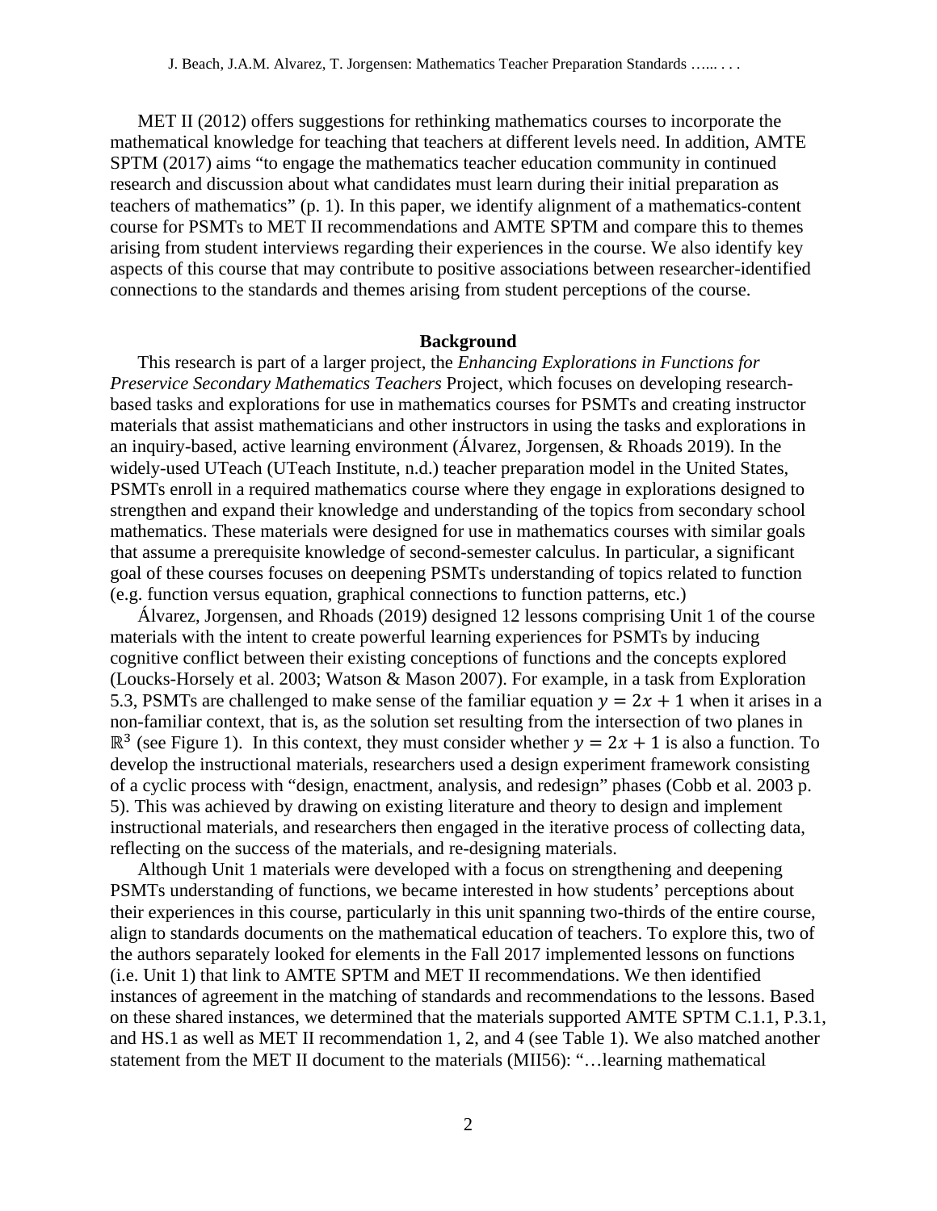MET II (2012) offers suggestions for rethinking mathematics courses to incorporate the mathematical knowledge for teaching that teachers at different levels need. In addition, AMTE SPTM (2017) aims "to engage the mathematics teacher education community in continued research and discussion about what candidates must learn during their initial preparation as teachers of mathematics" (p. 1). In this paper, we identify alignment of a mathematics-content course for PSMTs to MET II recommendations and AMTE SPTM and compare this to themes arising from student interviews regarding their experiences in the course. We also identify key aspects of this course that may contribute to positive associations between researcher-identified connections to the standards and themes arising from student perceptions of the course.

## Background

This research is part of a larger project, the *Enhancing Explorations in Functions for Preservice Secondary Mathematics Teachers* Project, which focuses on developing research-based tasks and explorations for use in mathematics courses for PSMTs and creating instructor materials that assist mathematicians and other instructors in using the tasks and explorations in an inquiry-based, active learning environment (Álvarez, Jorgensen, & Rhoads 2019). In the widely-used UTeach (UTeach Institute, n.d.) teacher preparation model in the United States, PSMTs enroll in a required mathematics course where they engage in explorations designed to strengthen and expand their knowledge and understanding of the topics from secondary school mathematics. These materials were designed for use in mathematics courses with similar goals that assume a prerequisite knowledge of second-semester calculus. In particular, a significant goal of these courses focuses on deepening PSMTs understanding of topics related to function (e.g. function versus equation, graphical connections to function patterns, etc.)

Álvarez, Jorgensen, and Rhoads (2019) designed 12 lessons comprising Unit 1 of the course materials with the intent to create powerful learning experiences for PSMTs by inducing cognitive conflict between their existing conceptions of functions and the concepts explored (Loucks-Horsely et al. 2003; Watson & Mason 2007). For example, in a task from Exploration 5.3, PSMTs are challenged to make sense of the familiar equation $y = 2x + 1$ when it arises in a non-familiar context, that is, as the solution set resulting from the intersection of two planes in $\mathbb{R}^3$ (see Figure 1). In this context, they must consider whether $y = 2x + 1$ is also a function. To develop the instructional materials, researchers used a design experiment framework consisting of a cyclic process with "design, enactment, analysis, and redesign" phases (Cobb et al. 2003 p. 5). This was achieved by drawing on existing literature and theory to design and implement instructional materials, and researchers then engaged in the iterative process of collecting data, reflecting on the success of the materials, and re-designing materials.

Although Unit 1 materials were developed with a focus on strengthening and deepening PSMTs understanding of functions, we became interested in how students' perceptions about their experiences in this course, particularly in this unit spanning two-thirds of the entire course, align to standards documents on the mathematical education of teachers. To explore this, two of the authors separately looked for elements in the Fall 2017 implemented lessons on functions (i.e. Unit 1) that link to AMTE SPTM and MET II recommendations. We then identified instances of agreement in the matching of standards and recommendations to the lessons. Based on these shared instances, we determined that the materials supported AMTE SPTM C.1.1, P.3.1, and HS.1 as well as MET II recommendation 1, 2, and 4 (see Table 1). We also matched another statement from the MET II document to the materials (MII56): "…learning mathematical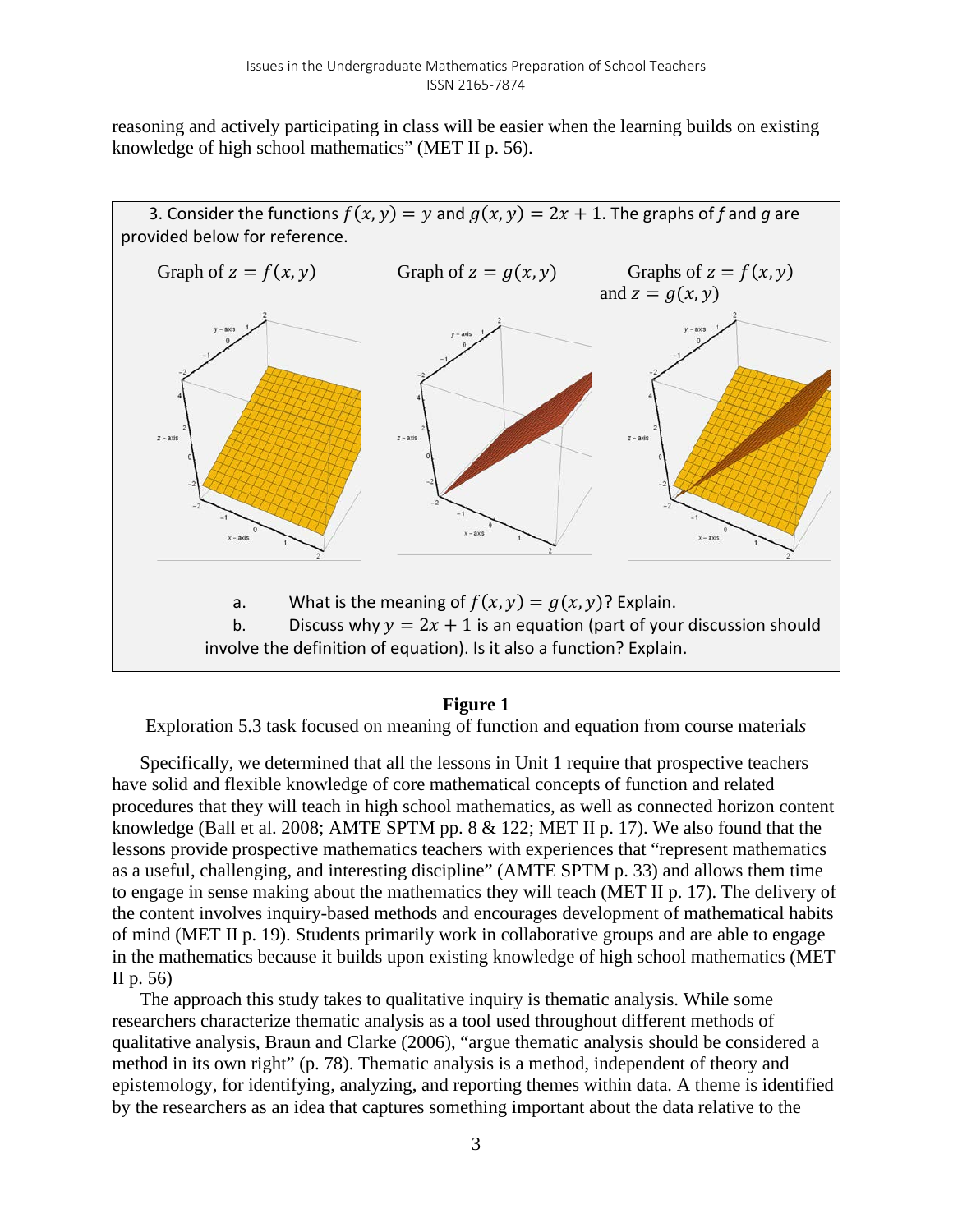reasoning and actively participating in class will be easier when the learning builds on existing knowledge of high school mathematics" (MET II p. 56).

3. Consider the functions $f(x, y) = y$ and $g(x, y) = 2x + 1$. The graphs of $f$ and $g$ are provided below for reference.

Graph of $z = f(x, y)$ | Graph of $z = g(x, y)$ | Graphs of $z = f(x, y)$ and $z = g(x, y)$

a. What is the meaning of $f(x, y) = g(x, y)$? Explain.

b. Discuss why $y = 2x + 1$ is an equation (part of your discussion should involve the definition of equation). Is it also a function? Explain.

**Figure 1**

Exploration 5.3 task focused on meaning of function and equation from course material*s*

Specifically, we determined that all the lessons in Unit 1 require that prospective teachers have solid and flexible knowledge of core mathematical concepts of function and related procedures that they will teach in high school mathematics, as well as connected horizon content knowledge (Ball et al. 2008; AMTE SPTM pp. 8 & 122; MET II p. 17). We also found that the lessons provide prospective mathematics teachers with experiences that "represent mathematics as a useful, challenging, and interesting discipline" (AMTE SPTM p. 33) and allows them time to engage in sense making about the mathematics they will teach (MET II p. 17). The delivery of the content involves inquiry-based methods and encourages development of mathematical habits of mind (MET II p. 19). Students primarily work in collaborative groups and are able to engage in the mathematics because it builds upon existing knowledge of high school mathematics (MET II p. 56)

The approach this study takes to qualitative inquiry is thematic analysis. While some researchers characterize thematic analysis as a tool used throughout different methods of qualitative analysis, Braun and Clarke (2006), "argue thematic analysis should be considered a method in its own right" (p. 78). Thematic analysis is a method, independent of theory and epistemology, for identifying, analyzing, and reporting themes within data. A theme is identified by the researchers as an idea that captures something important about the data relative to the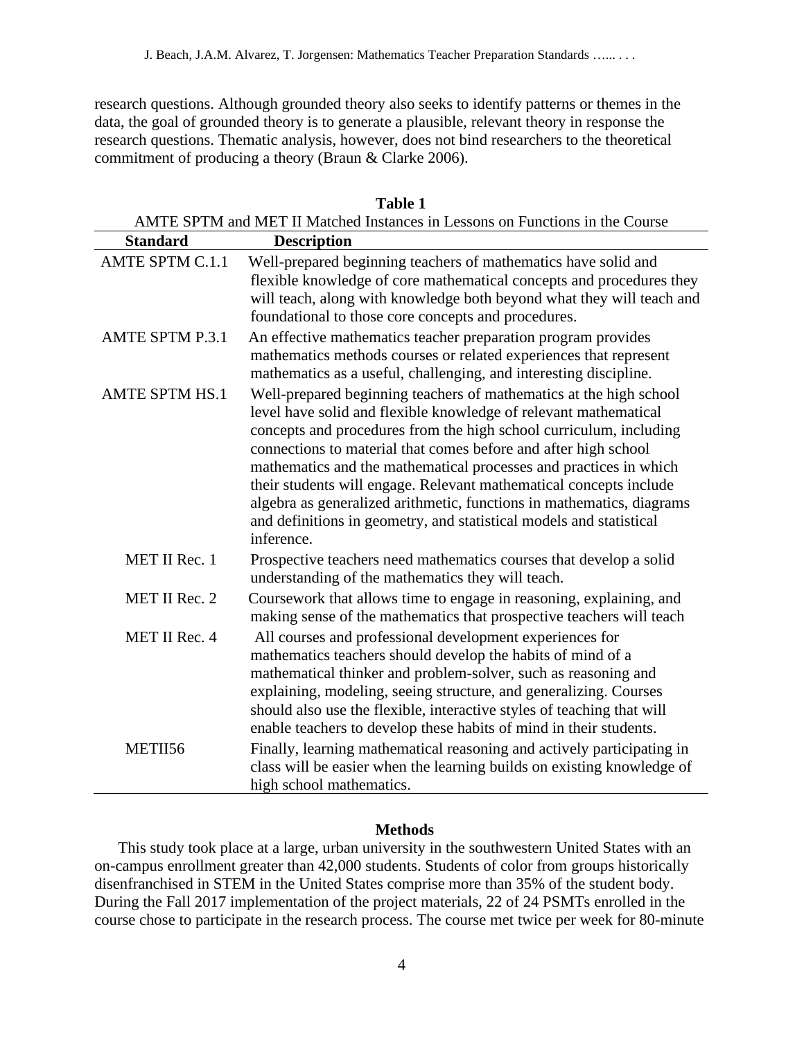research questions. Although grounded theory also seeks to identify patterns or themes in the data, the goal of grounded theory is to generate a plausible, relevant theory in response the research questions. Thematic analysis, however, does not bind researchers to the theoretical commitment of producing a theory (Braun & Clarke 2006).

**Table 1**

AMTE SPTM and MET II Matched Instances in Lessons on Functions in the Course

| Standard | Description |
|---|---|
| AMTE SPTM C.1.1 | Well-prepared beginning teachers of mathematics have solid and flexible knowledge of core mathematical concepts and procedures they will teach, along with knowledge both beyond what they will teach and foundational to those core concepts and procedures. |
| AMTE SPTM P.3.1 | An effective mathematics teacher preparation program provides mathematics methods courses or related experiences that represent mathematics as a useful, challenging, and interesting discipline. |
| AMTE SPTM HS.1 | Well-prepared beginning teachers of mathematics at the high school level have solid and flexible knowledge of relevant mathematical concepts and procedures from the high school curriculum, including connections to material that comes before and after high school mathematics and the mathematical processes and practices in which their students will engage. Relevant mathematical concepts include algebra as generalized arithmetic, functions in mathematics, diagrams and definitions in geometry, and statistical models and statistical inference. |
| MET II Rec. 1 | Prospective teachers need mathematics courses that develop a solid understanding of the mathematics they will teach. |
| MET II Rec. 2 | Coursework that allows time to engage in reasoning, explaining, and making sense of the mathematics that prospective teachers will teach |
| MET II Rec. 4 | All courses and professional development experiences for mathematics teachers should develop the habits of mind of a mathematical thinker and problem-solver, such as reasoning and explaining, modeling, seeing structure, and generalizing. Courses should also use the flexible, interactive styles of teaching that will enable teachers to develop these habits of mind in their students. |
| METII56 | Finally, learning mathematical reasoning and actively participating in class will be easier when the learning builds on existing knowledge of high school mathematics. |

## Methods

This study took place at a large, urban university in the southwestern United States with an on-campus enrollment greater than 42,000 students. Students of color from groups historically disenfranchised in STEM in the United States comprise more than 35% of the student body. During the Fall 2017 implementation of the project materials, 22 of 24 PSMTs enrolled in the course chose to participate in the research process. The course met twice per week for 80-minute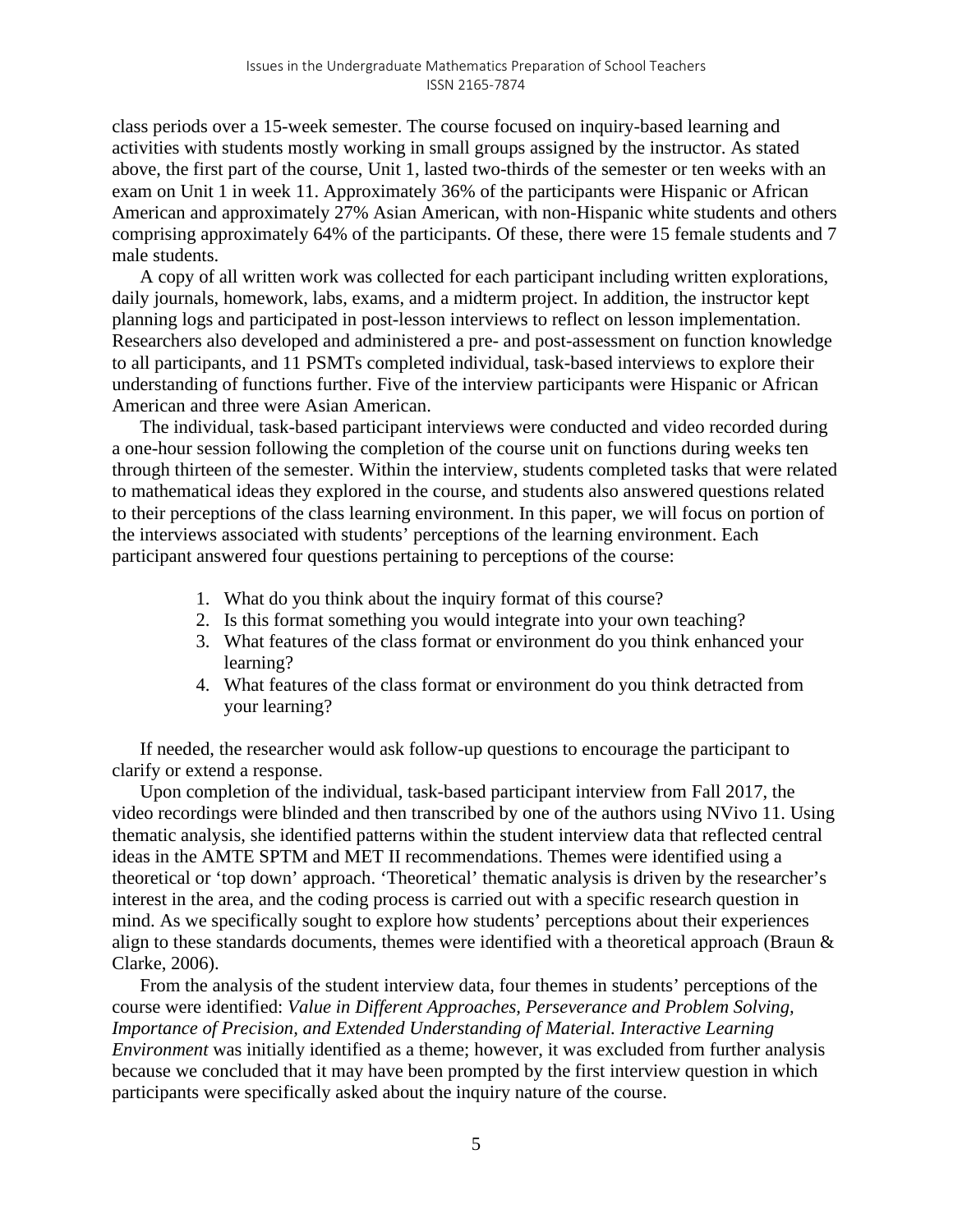class periods over a 15-week semester. The course focused on inquiry-based learning and activities with students mostly working in small groups assigned by the instructor. As stated above, the first part of the course, Unit 1, lasted two-thirds of the semester or ten weeks with an exam on Unit 1 in week 11. Approximately 36% of the participants were Hispanic or African American and approximately 27% Asian American, with non-Hispanic white students and others comprising approximately 64% of the participants. Of these, there were 15 female students and 7 male students.

A copy of all written work was collected for each participant including written explorations, daily journals, homework, labs, exams, and a midterm project. In addition, the instructor kept planning logs and participated in post-lesson interviews to reflect on lesson implementation. Researchers also developed and administered a pre- and post-assessment on function knowledge to all participants, and 11 PSMTs completed individual, task-based interviews to explore their understanding of functions further. Five of the interview participants were Hispanic or African American and three were Asian American.

The individual, task-based participant interviews were conducted and video recorded during a one-hour session following the completion of the course unit on functions during weeks ten through thirteen of the semester. Within the interview, students completed tasks that were related to mathematical ideas they explored in the course, and students also answered questions related to their perceptions of the class learning environment. In this paper, we will focus on portion of the interviews associated with students' perceptions of the learning environment. Each participant answered four questions pertaining to perceptions of the course:

1. What do you think about the inquiry format of this course?
2. Is this format something you would integrate into your own teaching?
3. What features of the class format or environment do you think enhanced your learning?
4. What features of the class format or environment do you think detracted from your learning?

If needed, the researcher would ask follow-up questions to encourage the participant to clarify or extend a response.

Upon completion of the individual, task-based participant interview from Fall 2017, the video recordings were blinded and then transcribed by one of the authors using NVivo 11. Using thematic analysis, she identified patterns within the student interview data that reflected central ideas in the AMTE SPTM and MET II recommendations. Themes were identified using a theoretical or 'top down' approach. 'Theoretical' thematic analysis is driven by the researcher's interest in the area, and the coding process is carried out with a specific research question in mind. As we specifically sought to explore how students' perceptions about their experiences align to these standards documents, themes were identified with a theoretical approach (Braun & Clarke, 2006).

From the analysis of the student interview data, four themes in students' perceptions of the course were identified: *Value in Different Approaches, Perseverance and Problem Solving, Importance of Precision, and Extended Understanding of Material. Interactive Learning Environment* was initially identified as a theme; however, it was excluded from further analysis because we concluded that it may have been prompted by the first interview question in which participants were specifically asked about the inquiry nature of the course.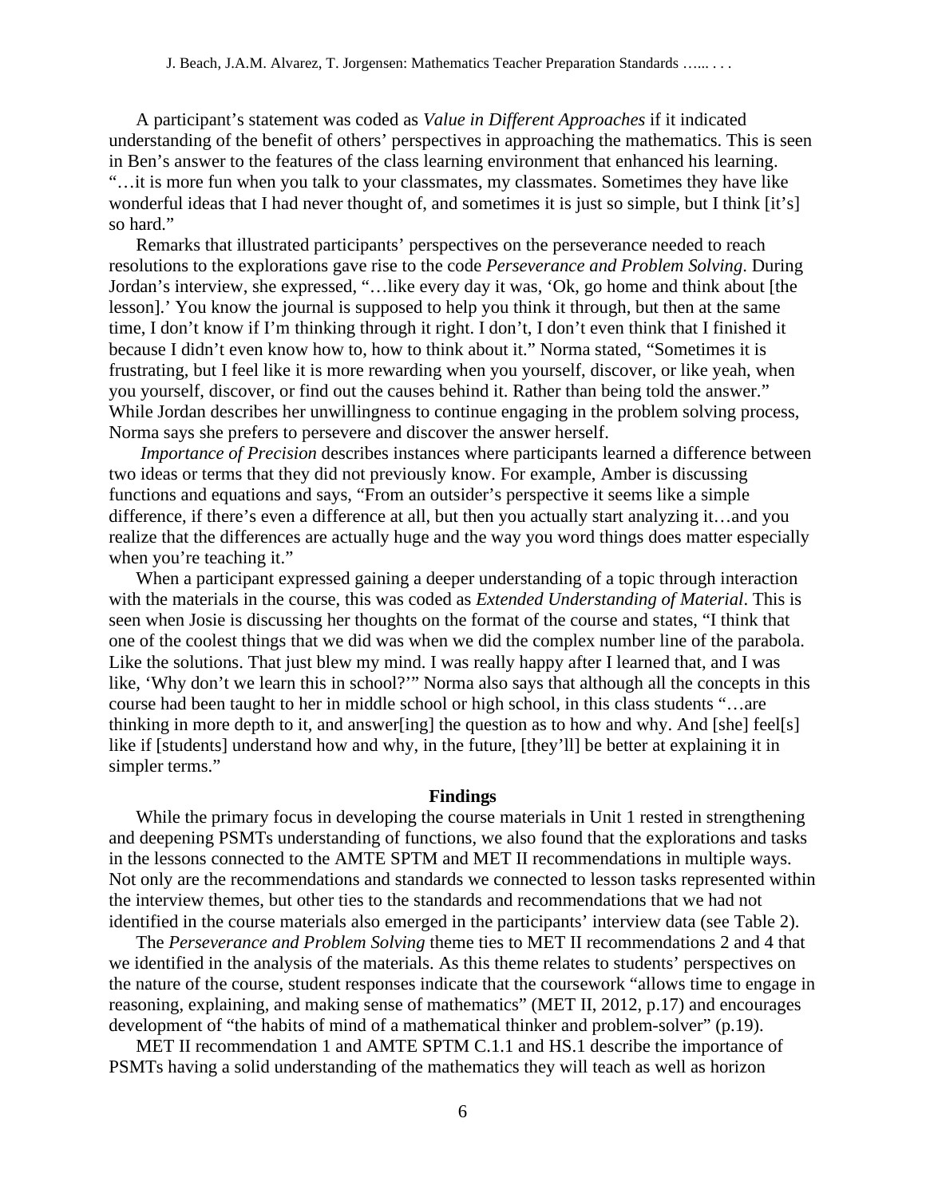A participant's statement was coded as *Value in Different Approaches* if it indicated understanding of the benefit of others' perspectives in approaching the mathematics. This is seen in Ben's answer to the features of the class learning environment that enhanced his learning. "…it is more fun when you talk to your classmates, my classmates. Sometimes they have like wonderful ideas that I had never thought of, and sometimes it is just so simple, but I think [it's] so hard."

Remarks that illustrated participants' perspectives on the perseverance needed to reach resolutions to the explorations gave rise to the code *Perseverance and Problem Solving*. During Jordan's interview, she expressed, "…like every day it was, 'Ok, go home and think about [the lesson].' You know the journal is supposed to help you think it through, but then at the same time, I don't know if I'm thinking through it right. I don't, I don't even think that I finished it because I didn't even know how to, how to think about it." Norma stated, "Sometimes it is frustrating, but I feel like it is more rewarding when you yourself, discover, or like yeah, when you yourself, discover, or find out the causes behind it. Rather than being told the answer." While Jordan describes her unwillingness to continue engaging in the problem solving process, Norma says she prefers to persevere and discover the answer herself.

*Importance of Precision* describes instances where participants learned a difference between two ideas or terms that they did not previously know. For example, Amber is discussing functions and equations and says, "From an outsider's perspective it seems like a simple difference, if there's even a difference at all, but then you actually start analyzing it…and you realize that the differences are actually huge and the way you word things does matter especially when you're teaching it."

When a participant expressed gaining a deeper understanding of a topic through interaction with the materials in the course, this was coded as *Extended Understanding of Material*. This is seen when Josie is discussing her thoughts on the format of the course and states, "I think that one of the coolest things that we did was when we did the complex number line of the parabola. Like the solutions. That just blew my mind. I was really happy after I learned that, and I was like, 'Why don't we learn this in school?'" Norma also says that although all the concepts in this course had been taught to her in middle school or high school, in this class students "…are thinking in more depth to it, and answer[ing] the question as to how and why. And [she] feel[s] like if [students] understand how and why, in the future, [they'll] be better at explaining it in simpler terms."

## Findings

While the primary focus in developing the course materials in Unit 1 rested in strengthening and deepening PSMTs understanding of functions, we also found that the explorations and tasks in the lessons connected to the AMTE SPTM and MET II recommendations in multiple ways. Not only are the recommendations and standards we connected to lesson tasks represented within the interview themes, but other ties to the standards and recommendations that we had not identified in the course materials also emerged in the participants' interview data (see Table 2).

The *Perseverance and Problem Solving* theme ties to MET II recommendations 2 and 4 that we identified in the analysis of the materials. As this theme relates to students' perspectives on the nature of the course, student responses indicate that the coursework "allows time to engage in reasoning, explaining, and making sense of mathematics" (MET II, 2012, p.17) and encourages development of "the habits of mind of a mathematical thinker and problem-solver" (p.19).

MET II recommendation 1 and AMTE SPTM C.1.1 and HS.1 describe the importance of PSMTs having a solid understanding of the mathematics they will teach as well as horizon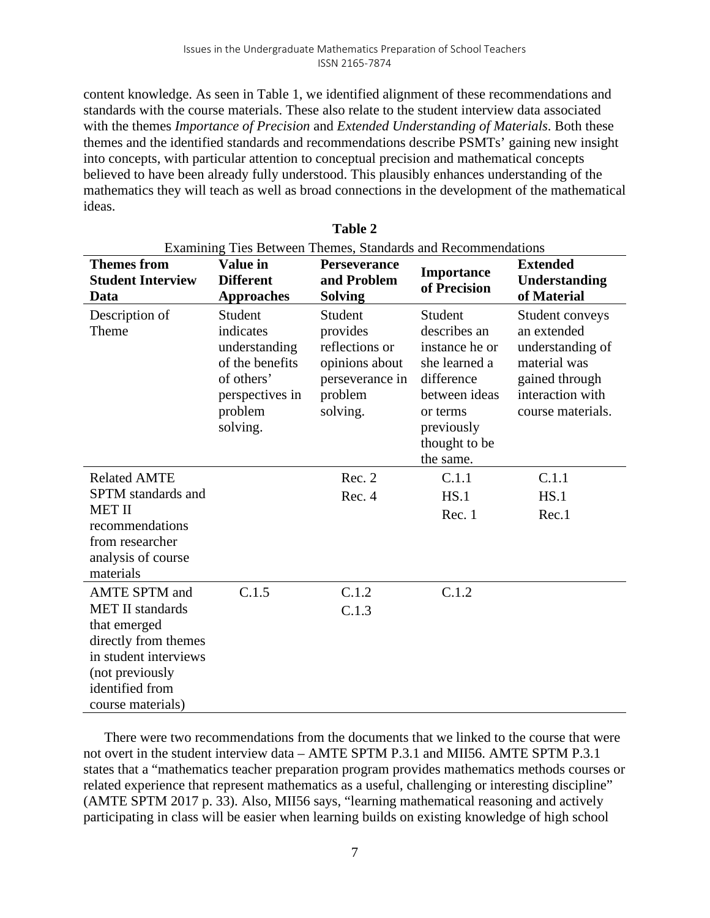content knowledge. As seen in Table 1, we identified alignment of these recommendations and standards with the course materials. These also relate to the student interview data associated with the themes *Importance of Precision* and *Extended Understanding of Materials*. Both these themes and the identified standards and recommendations describe PSMTs' gaining new insight into concepts, with particular attention to conceptual precision and mathematical concepts believed to have been already fully understood. This plausibly enhances understanding of the mathematics they will teach as well as broad connections in the development of the mathematical ideas.

**Table 2**

Examining Ties Between Themes, Standards and Recommendations

| **Themes from Student Interview Data** | **Value in Different Approaches** | **Perseverance and Problem Solving** | **Importance of Precision** | **Extended Understanding of Material** |
|---|---|---|---|---|
| Description of Theme | Student indicates understanding of the benefits of others' perspectives in problem solving. | Student provides reflections or opinions about perseverance in problem solving. | Student describes an instance he or she learned a difference between ideas or terms previously thought to be the same. | Student conveys an extended understanding of material was gained through interaction with course materials. |
| Related AMTE SPTM standards and MET II recommendations from researcher analysis of course materials | | Rec. 2<br>Rec. 4 | C.1.1<br>HS.1<br>Rec. 1 | C.1.1<br>HS.1<br>Rec.1 |
| AMTE SPTM and MET II standards that emerged directly from themes in student interviews (not previously identified from course materials) | C.1.5 | C.1.2<br>C.1.3 | C.1.2 | |

There were two recommendations from the documents that we linked to the course that were not overt in the student interview data – AMTE SPTM P.3.1 and MII56. AMTE SPTM P.3.1 states that a "mathematics teacher preparation program provides mathematics methods courses or related experience that represent mathematics as a useful, challenging or interesting discipline" (AMTE SPTM 2017 p. 33). Also, MII56 says, "learning mathematical reasoning and actively participating in class will be easier when learning builds on existing knowledge of high school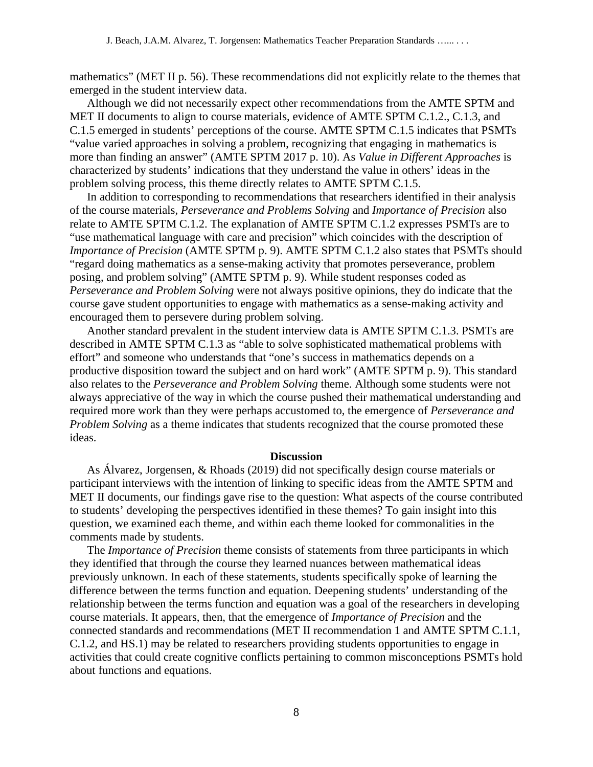mathematics" (MET II p. 56). These recommendations did not explicitly relate to the themes that emerged in the student interview data.

Although we did not necessarily expect other recommendations from the AMTE SPTM and MET II documents to align to course materials, evidence of AMTE SPTM C.1.2., C.1.3, and C.1.5 emerged in students' perceptions of the course. AMTE SPTM C.1.5 indicates that PSMTs "value varied approaches in solving a problem, recognizing that engaging in mathematics is more than finding an answer" (AMTE SPTM 2017 p. 10). As *Value in Different Approaches* is characterized by students' indications that they understand the value in others' ideas in the problem solving process, this theme directly relates to AMTE SPTM C.1.5.

In addition to corresponding to recommendations that researchers identified in their analysis of the course materials, *Perseverance and Problems Solving* and *Importance of Precision* also relate to AMTE SPTM C.1.2. The explanation of AMTE SPTM C.1.2 expresses PSMTs are to "use mathematical language with care and precision" which coincides with the description of *Importance of Precision* (AMTE SPTM p. 9). AMTE SPTM C.1.2 also states that PSMTs should "regard doing mathematics as a sense-making activity that promotes perseverance, problem posing, and problem solving" (AMTE SPTM p. 9). While student responses coded as *Perseverance and Problem Solving* were not always positive opinions, they do indicate that the course gave student opportunities to engage with mathematics as a sense-making activity and encouraged them to persevere during problem solving.

Another standard prevalent in the student interview data is AMTE SPTM C.1.3. PSMTs are described in AMTE SPTM C.1.3 as "able to solve sophisticated mathematical problems with effort" and someone who understands that "one's success in mathematics depends on a productive disposition toward the subject and on hard work" (AMTE SPTM p. 9). This standard also relates to the *Perseverance and Problem Solving* theme. Although some students were not always appreciative of the way in which the course pushed their mathematical understanding and required more work than they were perhaps accustomed to, the emergence of *Perseverance and Problem Solving* as a theme indicates that students recognized that the course promoted these ideas.

## Discussion

As Álvarez, Jorgensen, & Rhoads (2019) did not specifically design course materials or participant interviews with the intention of linking to specific ideas from the AMTE SPTM and MET II documents, our findings gave rise to the question: What aspects of the course contributed to students' developing the perspectives identified in these themes? To gain insight into this question, we examined each theme, and within each theme looked for commonalities in the comments made by students.

The *Importance of Precision* theme consists of statements from three participants in which they identified that through the course they learned nuances between mathematical ideas previously unknown. In each of these statements, students specifically spoke of learning the difference between the terms function and equation. Deepening students' understanding of the relationship between the terms function and equation was a goal of the researchers in developing course materials. It appears, then, that the emergence of *Importance of Precision* and the connected standards and recommendations (MET II recommendation 1 and AMTE SPTM C.1.1, C.1.2, and HS.1) may be related to researchers providing students opportunities to engage in activities that could create cognitive conflicts pertaining to common misconceptions PSMTs hold about functions and equations.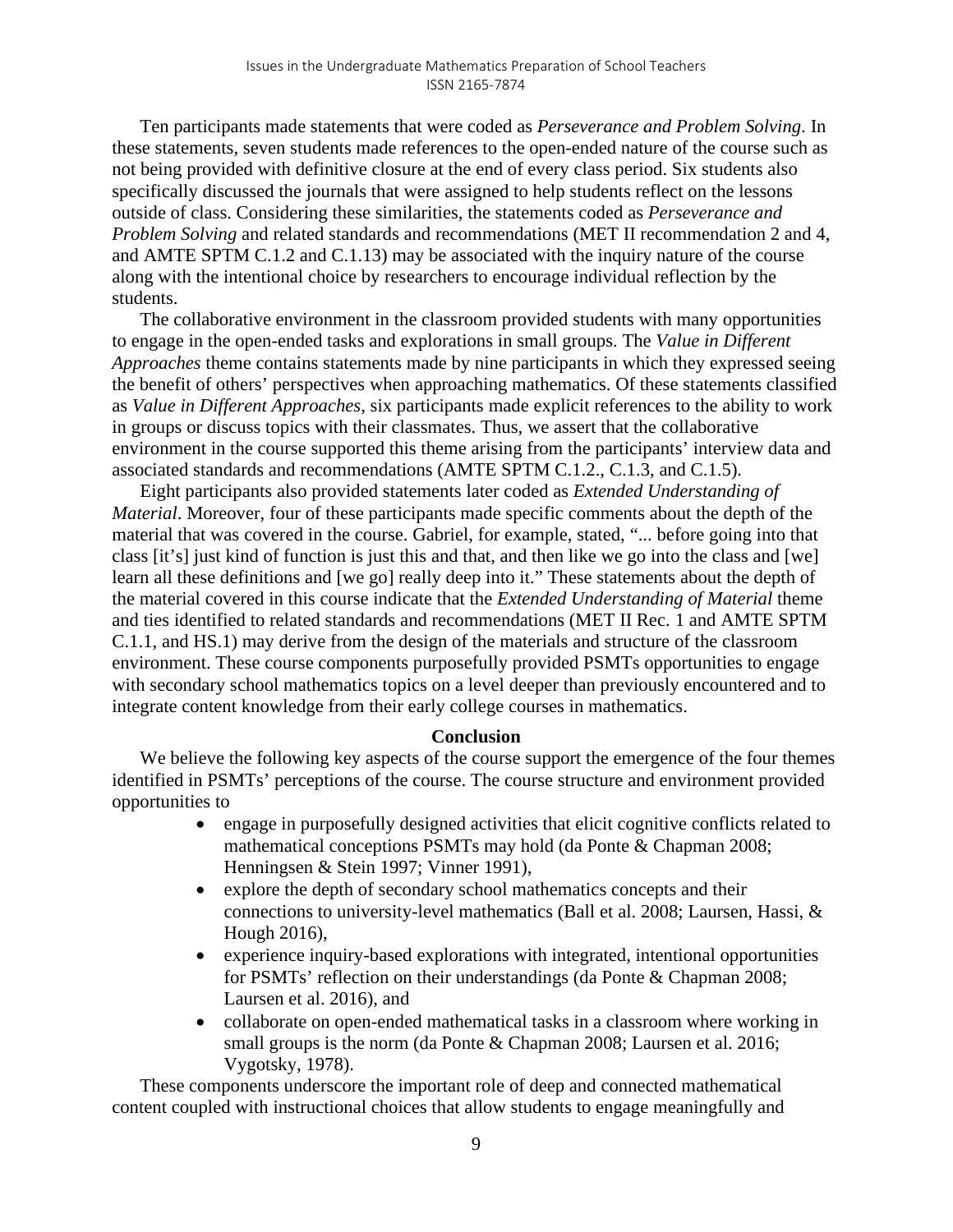Ten participants made statements that were coded as *Perseverance and Problem Solving*. In these statements, seven students made references to the open-ended nature of the course such as not being provided with definitive closure at the end of every class period. Six students also specifically discussed the journals that were assigned to help students reflect on the lessons outside of class. Considering these similarities, the statements coded as *Perseverance and Problem Solving* and related standards and recommendations (MET II recommendation 2 and 4, and AMTE SPTM C.1.2 and C.1.13) may be associated with the inquiry nature of the course along with the intentional choice by researchers to encourage individual reflection by the students.

The collaborative environment in the classroom provided students with many opportunities to engage in the open-ended tasks and explorations in small groups. The *Value in Different Approaches* theme contains statements made by nine participants in which they expressed seeing the benefit of others' perspectives when approaching mathematics. Of these statements classified as *Value in Different Approaches*, six participants made explicit references to the ability to work in groups or discuss topics with their classmates. Thus, we assert that the collaborative environment in the course supported this theme arising from the participants' interview data and associated standards and recommendations (AMTE SPTM C.1.2., C.1.3, and C.1.5).

Eight participants also provided statements later coded as *Extended Understanding of Material*. Moreover, four of these participants made specific comments about the depth of the material that was covered in the course. Gabriel, for example, stated, "... before going into that class [it's] just kind of function is just this and that, and then like we go into the class and [we] learn all these definitions and [we go] really deep into it." These statements about the depth of the material covered in this course indicate that the *Extended Understanding of Material* theme and ties identified to related standards and recommendations (MET II Rec. 1 and AMTE SPTM C.1.1, and HS.1) may derive from the design of the materials and structure of the classroom environment. These course components purposefully provided PSMTs opportunities to engage with secondary school mathematics topics on a level deeper than previously encountered and to integrate content knowledge from their early college courses in mathematics.

## Conclusion

We believe the following key aspects of the course support the emergence of the four themes identified in PSMTs' perceptions of the course. The course structure and environment provided opportunities to

- engage in purposefully designed activities that elicit cognitive conflicts related to mathematical conceptions PSMTs may hold (da Ponte & Chapman 2008; Henningsen & Stein 1997; Vinner 1991),
- explore the depth of secondary school mathematics concepts and their connections to university-level mathematics (Ball et al. 2008; Laursen, Hassi, & Hough 2016),
- experience inquiry-based explorations with integrated, intentional opportunities for PSMTs' reflection on their understandings (da Ponte & Chapman 2008; Laursen et al. 2016), and
- collaborate on open-ended mathematical tasks in a classroom where working in small groups is the norm (da Ponte & Chapman 2008; Laursen et al. 2016; Vygotsky, 1978).

These components underscore the important role of deep and connected mathematical content coupled with instructional choices that allow students to engage meaningfully and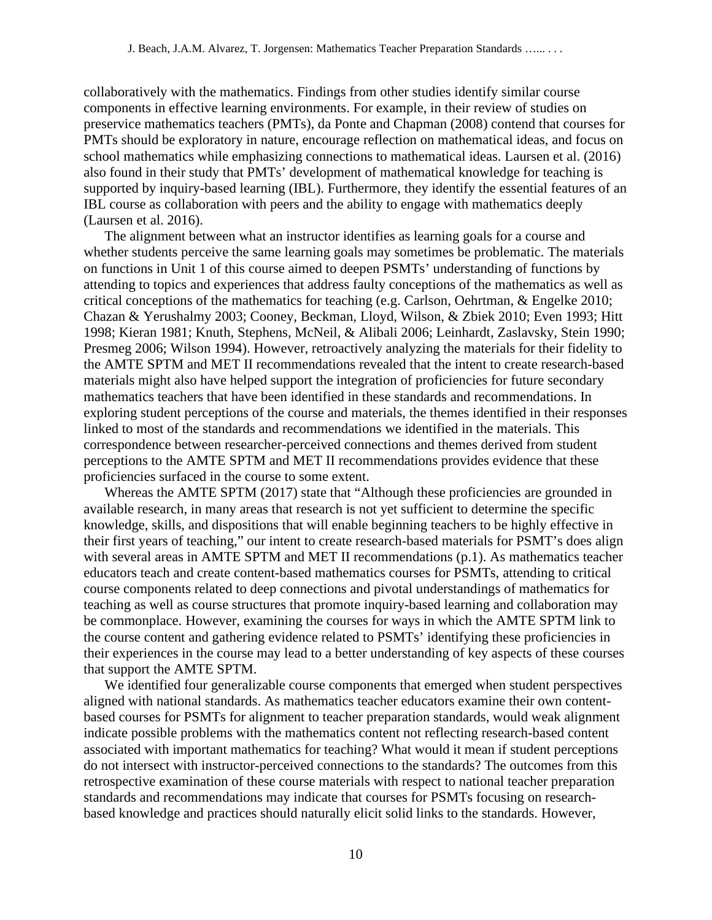collaboratively with the mathematics. Findings from other studies identify similar course components in effective learning environments. For example, in their review of studies on preservice mathematics teachers (PMTs), da Ponte and Chapman (2008) contend that courses for PMTs should be exploratory in nature, encourage reflection on mathematical ideas, and focus on school mathematics while emphasizing connections to mathematical ideas. Laursen et al. (2016) also found in their study that PMTs' development of mathematical knowledge for teaching is supported by inquiry-based learning (IBL). Furthermore, they identify the essential features of an IBL course as collaboration with peers and the ability to engage with mathematics deeply (Laursen et al. 2016).

The alignment between what an instructor identifies as learning goals for a course and whether students perceive the same learning goals may sometimes be problematic. The materials on functions in Unit 1 of this course aimed to deepen PSMTs' understanding of functions by attending to topics and experiences that address faulty conceptions of the mathematics as well as critical conceptions of the mathematics for teaching (e.g. Carlson, Oehrtman, & Engelke 2010; Chazan & Yerushalmy 2003; Cooney, Beckman, Lloyd, Wilson, & Zbiek 2010; Even 1993; Hitt 1998; Kieran 1981; Knuth, Stephens, McNeil, & Alibali 2006; Leinhardt, Zaslavsky, Stein 1990; Presmeg 2006; Wilson 1994). However, retroactively analyzing the materials for their fidelity to the AMTE SPTM and MET II recommendations revealed that the intent to create research-based materials might also have helped support the integration of proficiencies for future secondary mathematics teachers that have been identified in these standards and recommendations. In exploring student perceptions of the course and materials, the themes identified in their responses linked to most of the standards and recommendations we identified in the materials. This correspondence between researcher-perceived connections and themes derived from student perceptions to the AMTE SPTM and MET II recommendations provides evidence that these proficiencies surfaced in the course to some extent.

Whereas the AMTE SPTM (2017) state that "Although these proficiencies are grounded in available research, in many areas that research is not yet sufficient to determine the specific knowledge, skills, and dispositions that will enable beginning teachers to be highly effective in their first years of teaching," our intent to create research-based materials for PSMT's does align with several areas in AMTE SPTM and MET II recommendations (p.1). As mathematics teacher educators teach and create content-based mathematics courses for PSMTs, attending to critical course components related to deep connections and pivotal understandings of mathematics for teaching as well as course structures that promote inquiry-based learning and collaboration may be commonplace. However, examining the courses for ways in which the AMTE SPTM link to the course content and gathering evidence related to PSMTs' identifying these proficiencies in their experiences in the course may lead to a better understanding of key aspects of these courses that support the AMTE SPTM.

We identified four generalizable course components that emerged when student perspectives aligned with national standards. As mathematics teacher educators examine their own content-based courses for PSMTs for alignment to teacher preparation standards, would weak alignment indicate possible problems with the mathematics content not reflecting research-based content associated with important mathematics for teaching? What would it mean if student perceptions do not intersect with instructor-perceived connections to the standards? The outcomes from this retrospective examination of these course materials with respect to national teacher preparation standards and recommendations may indicate that courses for PSMTs focusing on research-based knowledge and practices should naturally elicit solid links to the standards. However,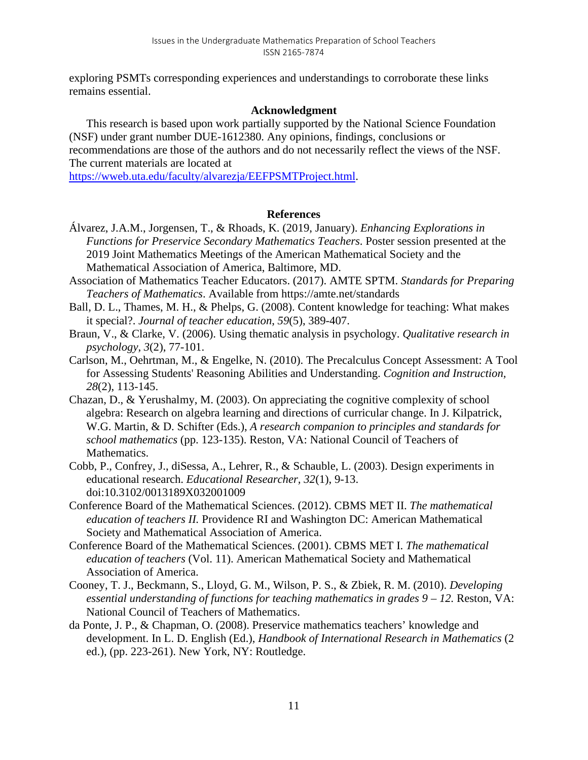exploring PSMTs corresponding experiences and understandings to corroborate these links remains essential.

## Acknowledgment

This research is based upon work partially supported by the National Science Foundation (NSF) under grant number DUE-1612380. Any opinions, findings, conclusions or recommendations are those of the authors and do not necessarily reflect the views of the NSF. The current materials are located at https://wweb.uta.edu/faculty/alvarezja/EEFPSMTProject.html.

## References

Álvarez, J.A.M., Jorgensen, T., & Rhoads, K. (2019, January). *Enhancing Explorations in Functions for Preservice Secondary Mathematics Teachers*. Poster session presented at the 2019 Joint Mathematics Meetings of the American Mathematical Society and the Mathematical Association of America, Baltimore, MD.

Association of Mathematics Teacher Educators. (2017). AMTE SPTM. *Standards for Preparing Teachers of Mathematics*. Available from https://amte.net/standards

Ball, D. L., Thames, M. H., & Phelps, G. (2008). Content knowledge for teaching: What makes it special?. *Journal of teacher education*, *59*(5), 389-407.

Braun, V., & Clarke, V. (2006). Using thematic analysis in psychology. *Qualitative research in psychology*, *3*(2), 77-101.

Carlson, M., Oehrtman, M., & Engelke, N. (2010). The Precalculus Concept Assessment: A Tool for Assessing Students' Reasoning Abilities and Understanding. *Cognition and Instruction, 28*(2), 113-145.

Chazan, D., & Yerushalmy, M. (2003). On appreciating the cognitive complexity of school algebra: Research on algebra learning and directions of curricular change. In J. Kilpatrick, W.G. Martin, & D. Schifter (Eds.), *A research companion to principles and standards for school mathematics* (pp. 123-135). Reston, VA: National Council of Teachers of Mathematics.

Cobb, P., Confrey, J., diSessa, A., Lehrer, R., & Schauble, L. (2003). Design experiments in educational research. *Educational Researcher, 32*(1), 9-13. doi:10.3102/0013189X032001009

Conference Board of the Mathematical Sciences. (2012). CBMS MET II. *The mathematical education of teachers II.* Providence RI and Washington DC: American Mathematical Society and Mathematical Association of America.

Conference Board of the Mathematical Sciences. (2001). CBMS MET I. *The mathematical education of teachers* (Vol. 11). American Mathematical Society and Mathematical Association of America.

Cooney, T. J., Beckmann, S., Lloyd, G. M., Wilson, P. S., & Zbiek, R. M. (2010). *Developing essential understanding of functions for teaching mathematics in grades 9 – 12.* Reston, VA: National Council of Teachers of Mathematics.

da Ponte, J. P., & Chapman, O. (2008). Preservice mathematics teachers' knowledge and development. In L. D. English (Ed.), *Handbook of International Research in Mathematics* (2 ed.), (pp. 223-261). New York, NY: Routledge.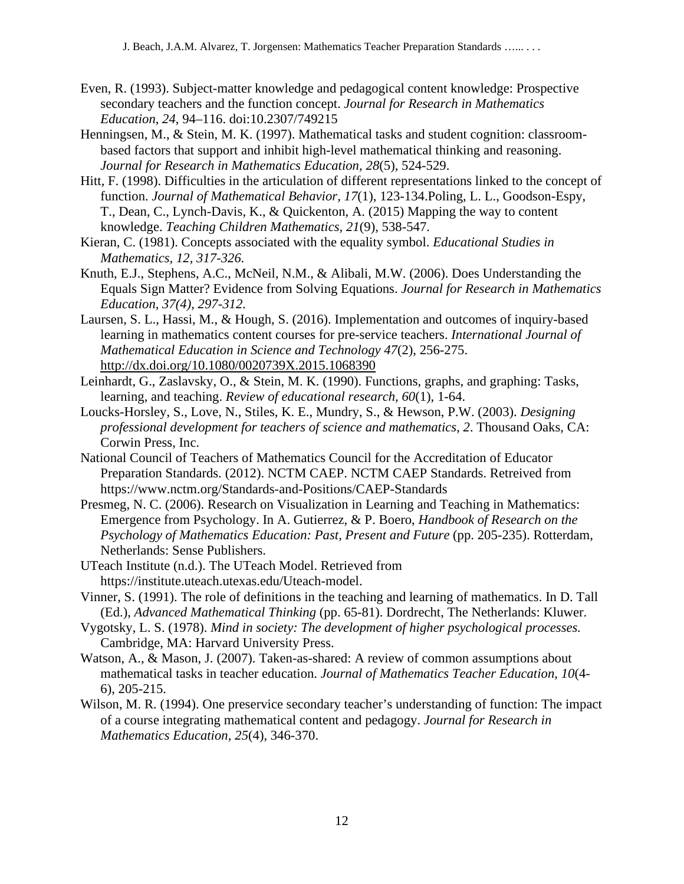Even, R. (1993). Subject-matter knowledge and pedagogical content knowledge: Prospective secondary teachers and the function concept. *Journal for Research in Mathematics Education*, *24*, 94–116. doi:10.2307/749215

Henningsen, M., & Stein, M. K. (1997). Mathematical tasks and student cognition: classroom-based factors that support and inhibit high-level mathematical thinking and reasoning. *Journal for Research in Mathematics Education*, *28*(5), 524-529.

Hitt, F. (1998). Difficulties in the articulation of different representations linked to the concept of function. *Journal of Mathematical Behavior, 17*(1), 123-134.Poling, L. L., Goodson-Espy, T., Dean, C., Lynch-Davis, K., & Quickenton, A. (2015) Mapping the way to content knowledge. *Teaching Children Mathematics*, *21*(9), 538-547.

Kieran, C. (1981). Concepts associated with the equality symbol. *Educational Studies in Mathematics, 12, 317-326.*

Knuth, E.J., Stephens, A.C., McNeil, N.M., & Alibali, M.W. (2006). Does Understanding the Equals Sign Matter? Evidence from Solving Equations. *Journal for Research in Mathematics Education, 37(4), 297-312.*

Laursen, S. L., Hassi, M., & Hough, S. (2016). Implementation and outcomes of inquiry-based learning in mathematics content courses for pre-service teachers. *International Journal of Mathematical Education in Science and Technology 47*(2), 256-275. http://dx.doi.org/10.1080/0020739X.2015.1068390

Leinhardt, G., Zaslavsky, O., & Stein, M. K. (1990). Functions, graphs, and graphing: Tasks, learning, and teaching. *Review of educational research*, *60*(1), 1-64.

Loucks-Horsley, S., Love, N., Stiles, K. E., Mundry, S., & Hewson, P.W. (2003). *Designing professional development for teachers of science and mathematics*, *2*. Thousand Oaks, CA: Corwin Press, Inc.

National Council of Teachers of Mathematics Council for the Accreditation of Educator Preparation Standards. (2012). NCTM CAEP. NCTM CAEP Standards. Retreived from https://www.nctm.org/Standards-and-Positions/CAEP-Standards

Presmeg, N. C. (2006). Research on Visualization in Learning and Teaching in Mathematics: Emergence from Psychology. In A. Gutierrez, & P. Boero, *Handbook of Research on the Psychology of Mathematics Education: Past, Present and Future* (pp. 205-235). Rotterdam, Netherlands: Sense Publishers.

UTeach Institute (n.d.). The UTeach Model. Retrieved from https://institute.uteach.utexas.edu/Uteach-model.

Vinner, S. (1991). The role of definitions in the teaching and learning of mathematics. In D. Tall (Ed.), *Advanced Mathematical Thinking* (pp. 65-81). Dordrecht, The Netherlands: Kluwer.

Vygotsky, L. S. (1978). *Mind in society: The development of higher psychological processes.* Cambridge, MA: Harvard University Press.

Watson, A., & Mason, J. (2007). Taken-as-shared: A review of common assumptions about mathematical tasks in teacher education. *Journal of Mathematics Teacher Education*, *10*(4-6), 205-215.

Wilson, M. R. (1994). One preservice secondary teacher's understanding of function: The impact of a course integrating mathematical content and pedagogy. *Journal for Research in Mathematics Education*, *25*(4), 346-370.